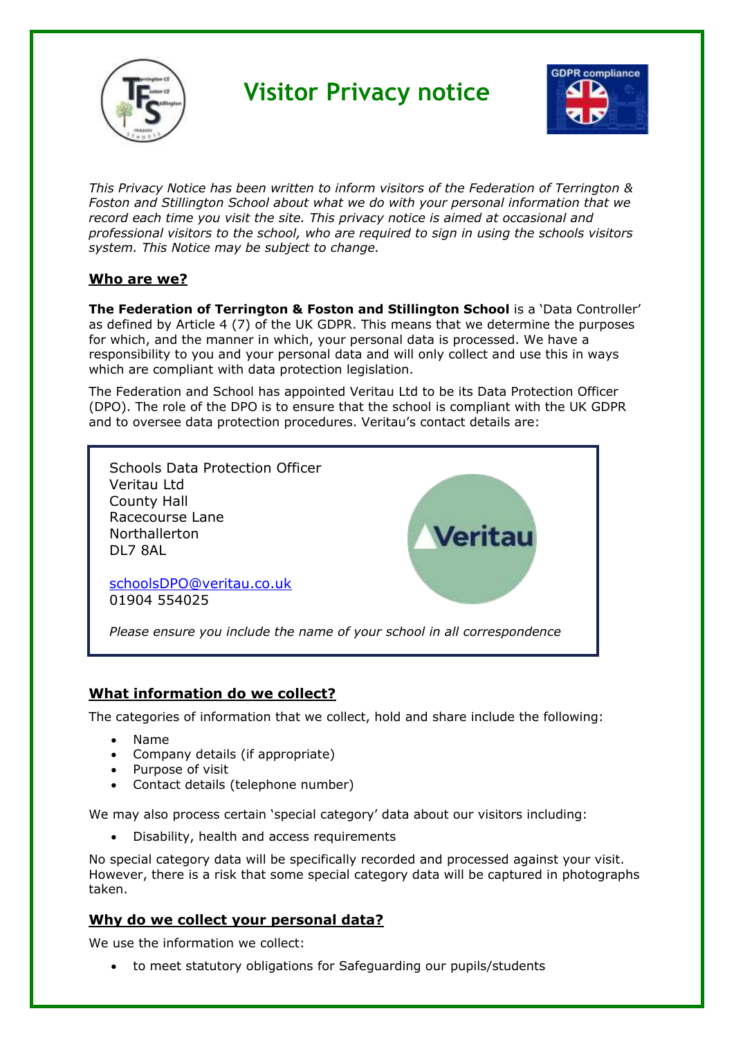# Visitor Privacy notice

*This Privacy Notice has been written to inform visitors of the Federation of Terrington & Foston and Stillington School about what we do with your personal information that we record each time you visit the site. This privacy notice is aimed at occasional and professional visitors to the school, who are required to sign in using the schools visitors system. This Notice may be subject to change.*

## Who are we?

**The Federation of Terrington & Foston and Stillington School** is a 'Data Controller' as defined by Article 4 (7) of the UK GDPR. This means that we determine the purposes for which, and the manner in which, your personal data is processed. We have a responsibility to you and your personal data and will only collect and use this in ways which are compliant with data protection legislation.

The Federation and School has appointed Veritau Ltd to be its Data Protection Officer (DPO). The role of the DPO is to ensure that the school is compliant with the UK GDPR and to oversee data protection procedures. Veritau's contact details are:

Schools Data Protection Officer
Veritau Ltd
County Hall
Racecourse Lane
Northallerton
DL7 8AL

schoolsDPO@veritau.co.uk
01904 554025

*Please ensure you include the name of your school in all correspondence*

## What information do we collect?

The categories of information that we collect, hold and share include the following:

- Name
- Company details (if appropriate)
- Purpose of visit
- Contact details (telephone number)

We may also process certain 'special category' data about our visitors including:

- Disability, health and access requirements

No special category data will be specifically recorded and processed against your visit. However, there is a risk that some special category data will be captured in photographs taken.

## Why do we collect your personal data?

We use the information we collect:

- to meet statutory obligations for Safeguarding our pupils/students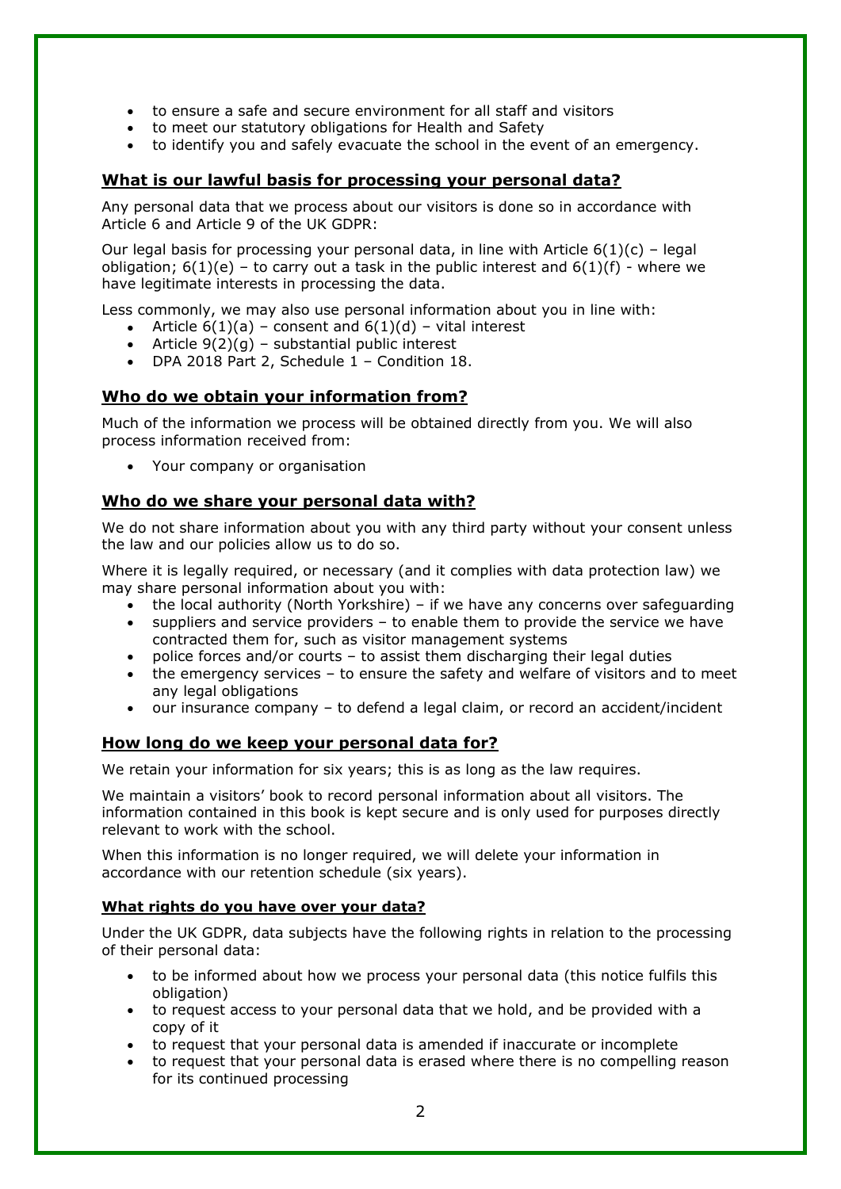- to ensure a safe and secure environment for all staff and visitors
- to meet our statutory obligations for Health and Safety
- to identify you and safely evacuate the school in the event of an emergency.

## What is our lawful basis for processing your personal data?

Any personal data that we process about our visitors is done so in accordance with Article 6 and Article 9 of the UK GDPR:

Our legal basis for processing your personal data, in line with Article 6(1)(c) – legal obligation; 6(1)(e) – to carry out a task in the public interest and 6(1)(f) - where we have legitimate interests in processing the data.

Less commonly, we may also use personal information about you in line with:

- Article 6(1)(a) – consent and 6(1)(d) – vital interest
- Article 9(2)(g) – substantial public interest
- DPA 2018 Part 2, Schedule 1 – Condition 18.

## Who do we obtain your information from?

Much of the information we process will be obtained directly from you. We will also process information received from:

- Your company or organisation

## Who do we share your personal data with?

We do not share information about you with any third party without your consent unless the law and our policies allow us to do so.

Where it is legally required, or necessary (and it complies with data protection law) we may share personal information about you with:

- the local authority (North Yorkshire) – if we have any concerns over safeguarding
- suppliers and service providers – to enable them to provide the service we have contracted them for, such as visitor management systems
- police forces and/or courts – to assist them discharging their legal duties
- the emergency services – to ensure the safety and welfare of visitors and to meet any legal obligations
- our insurance company – to defend a legal claim, or record an accident/incident

## How long do we keep your personal data for?

We retain your information for six years; this is as long as the law requires.

We maintain a visitors' book to record personal information about all visitors. The information contained in this book is kept secure and is only used for purposes directly relevant to work with the school.

When this information is no longer required, we will delete your information in accordance with our retention schedule (six years).

### What rights do you have over your data?

Under the UK GDPR, data subjects have the following rights in relation to the processing of their personal data:

- to be informed about how we process your personal data (this notice fulfils this obligation)
- to request access to your personal data that we hold, and be provided with a copy of it
- to request that your personal data is amended if inaccurate or incomplete
- to request that your personal data is erased where there is no compelling reason for its continued processing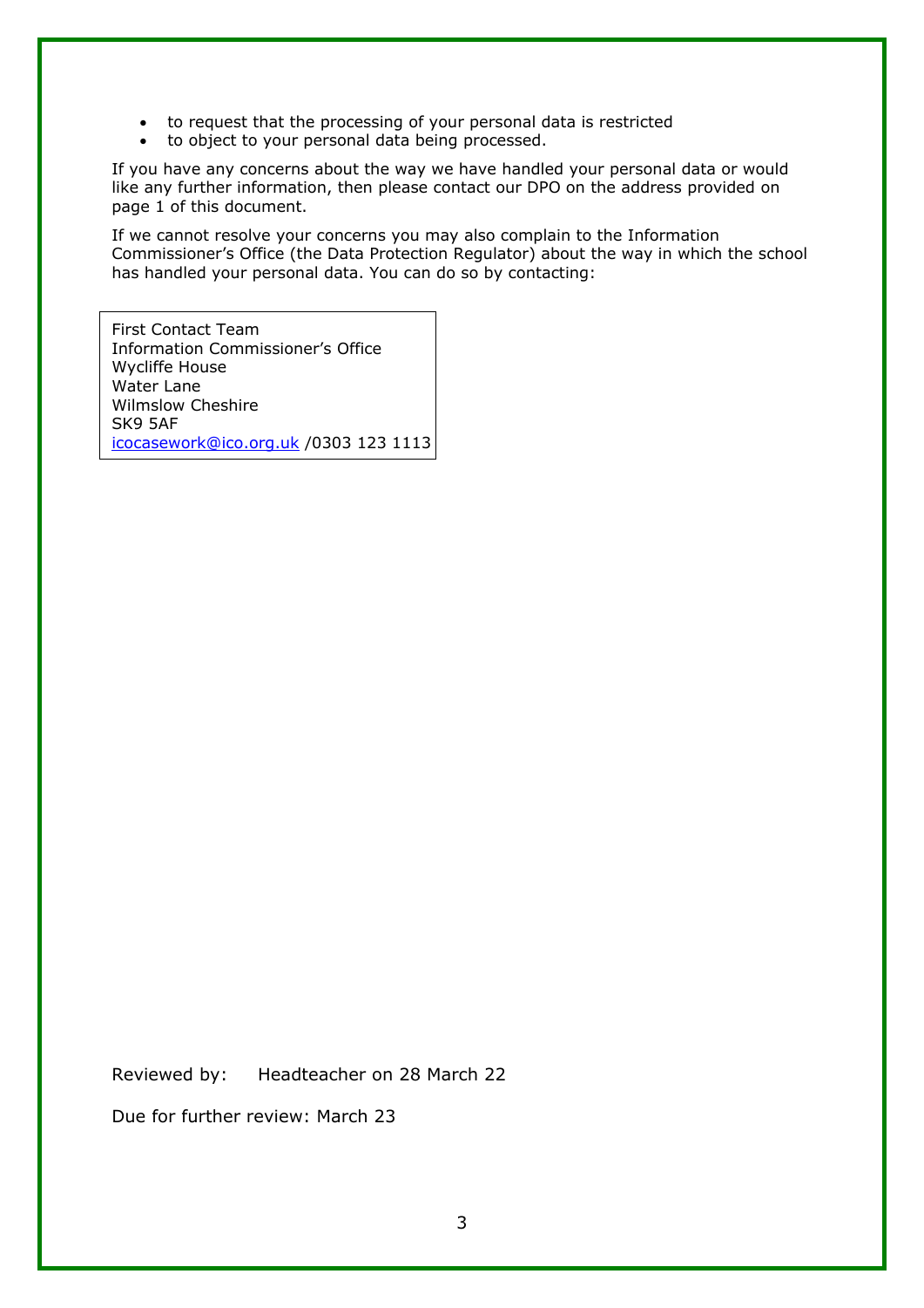- to request that the processing of your personal data is restricted
- to object to your personal data being processed.

If you have any concerns about the way we have handled your personal data or would like any further information, then please contact our DPO on the address provided on page 1 of this document.

If we cannot resolve your concerns you may also complain to the Information Commissioner's Office (the Data Protection Regulator) about the way in which the school has handled your personal data. You can do so by contacting:

First Contact Team
Information Commissioner's Office
Wycliffe House
Water Lane
Wilmslow Cheshire
SK9 5AF
icocasework@ico.org.uk /0303 123 1113

Reviewed by: Headteacher on 28 March 22

Due for further review: March 23